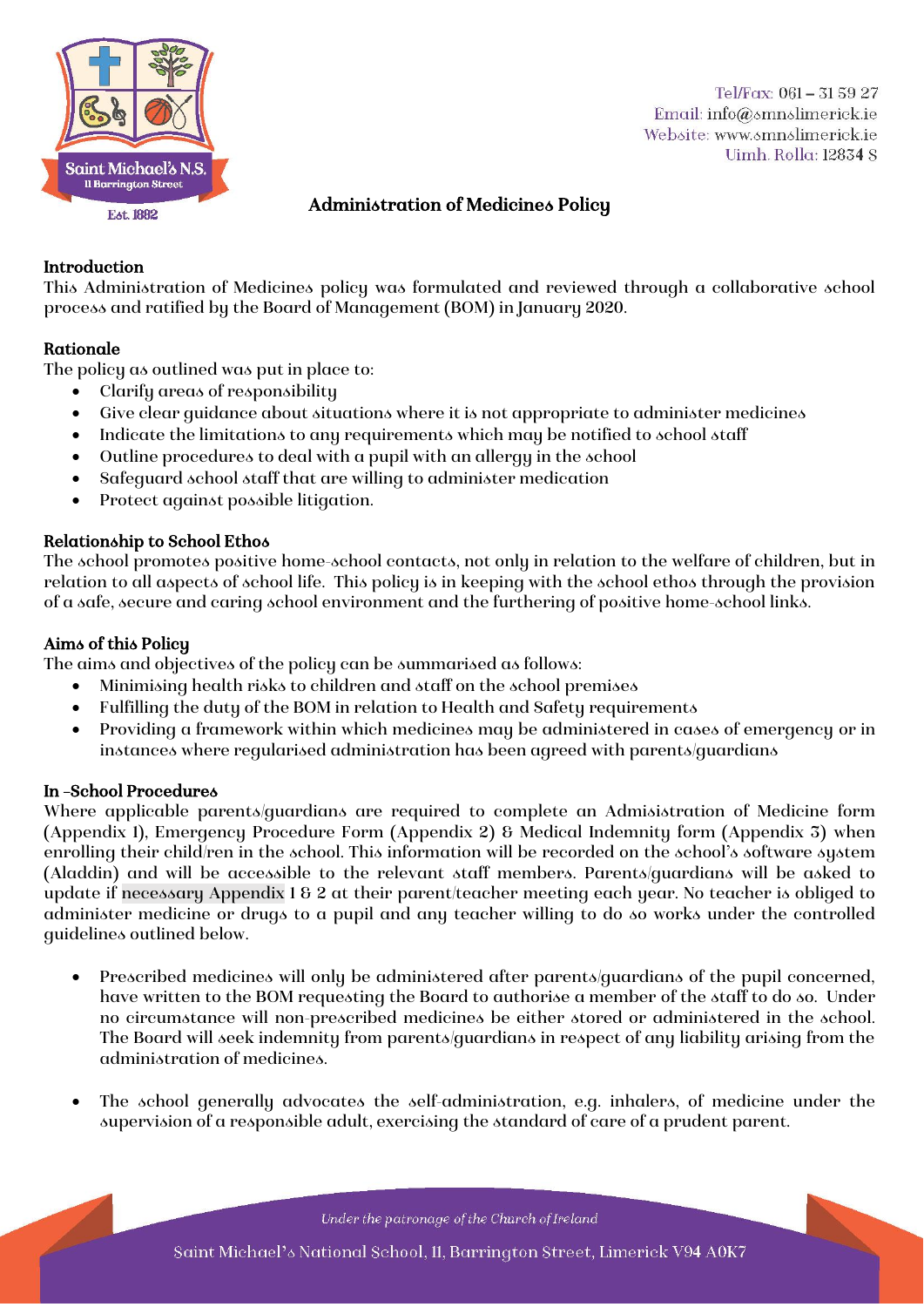Tel/Fax: 061 – 31 59 27
Email: info@smnslimerick.ie
Website: www.smnslimerick.ie
Uimh. Rolla: 12834 S

# Administration of Medicines Policy

## Introduction

This Administration of Medicines policy was formulated and reviewed through a collaborative school process and ratified by the Board of Management (BOM) in January 2020.

## Rationale

The policy as outlined was put in place to:

- Clarify areas of responsibility
- Give clear guidance about situations where it is not appropriate to administer medicines
- Indicate the limitations to any requirements which may be notified to school staff
- Outline procedures to deal with a pupil with an allergy in the school
- Safeguard school staff that are willing to administer medication
- Protect against possible litigation.

## Relationship to School Ethos

The school promotes positive home-school contacts, not only in relation to the welfare of children, but in relation to all aspects of school life. This policy is in keeping with the school ethos through the provision of a safe, secure and caring school environment and the furthering of positive home-school links.

## Aims of this Policy

The aims and objectives of the policy can be summarised as follows:

- Minimising health risks to children and staff on the school premises
- Fulfilling the duty of the BOM in relation to Health and Safety requirements
- Providing a framework within which medicines may be administered in cases of emergency or in instances where regularised administration has been agreed with parents/guardians

## In -School Procedures

Where applicable parents/guardians are required to complete an Admisistration of Medicine form (Appendix 1), Emergency Procedure Form (Appendix 2) & Medical Indemnity form (Appendix 3) when enrolling their child/ren in the school. This information will be recorded on the school's software system (Aladdin) and will be accessible to the relevant staff members. Parents/guardians will be asked to update if necessary Appendix 1 & 2 at their parent/teacher meeting each year. No teacher is obliged to administer medicine or drugs to a pupil and any teacher willing to do so works under the controlled guidelines outlined below.

- Prescribed medicines will only be administered after parents/guardians of the pupil concerned, have written to the BOM requesting the Board to authorise a member of the staff to do so. Under no circumstance will non-prescribed medicines be either stored or administered in the school. The Board will seek indemnity from parents/guardians in respect of any liability arising from the administration of medicines.

- The school generally advocates the self-administration, e.g. inhalers, of medicine under the supervision of a responsible adult, exercising the standard of care of a prudent parent.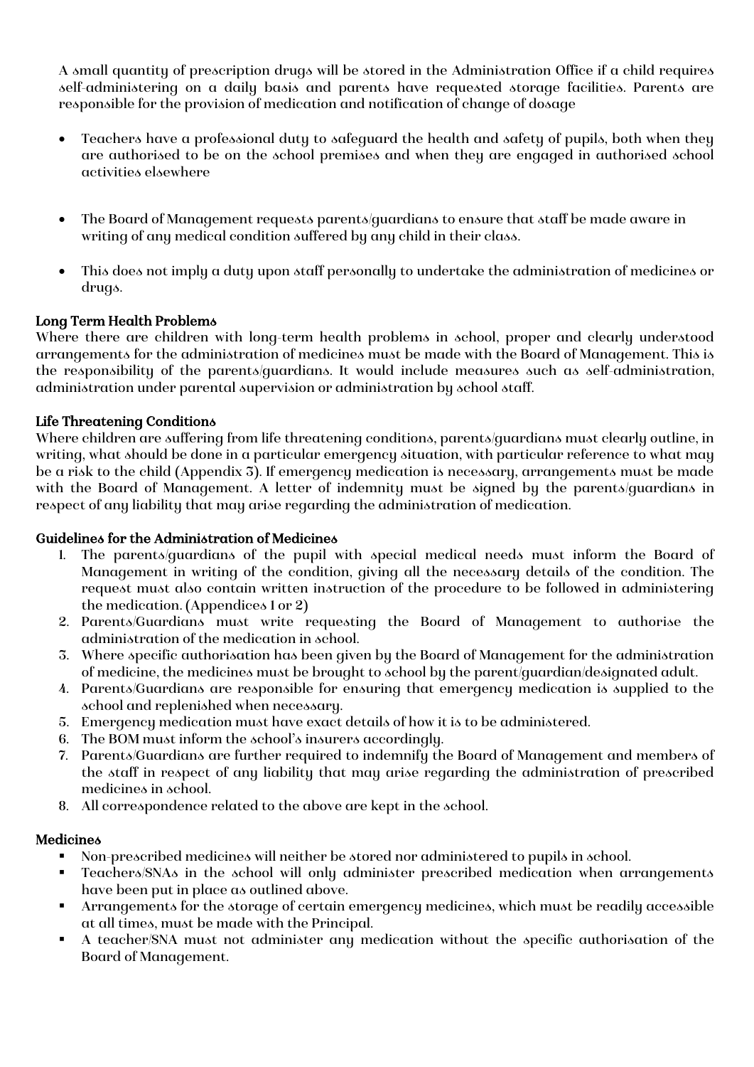A small quantity of prescription drugs will be stored in the Administration Office if a child requires self-administering on a daily basis and parents have requested storage facilities. Parents are responsible for the provision of medication and notification of change of dosage

- Teachers have a professional duty to safeguard the health and safety of pupils, both when they are authorised to be on the school premises and when they are engaged in authorised school activities elsewhere

- The Board of Management requests parents/guardians to ensure that staff be made aware in writing of any medical condition suffered by any child in their class.

- This does not imply a duty upon staff personally to undertake the administration of medicines or drugs.

**Long Term Health Problems**
Where there are children with long-term health problems in school, proper and clearly understood arrangements for the administration of medicines must be made with the Board of Management. This is the responsibility of the parents/guardians. It would include measures such as self-administration, administration under parental supervision or administration by school staff.

**Life Threatening Conditions**
Where children are suffering from life threatening conditions, parents/guardians must clearly outline, in writing, what should be done in a particular emergency situation, with particular reference to what may be a risk to the child (Appendix 3). If emergency medication is necessary, arrangements must be made with the Board of Management. A letter of indemnity must be signed by the parents/guardians in respect of any liability that may arise regarding the administration of medication.

**Guidelines for the Administration of Medicines**

1. The parents/guardians of the pupil with special medical needs must inform the Board of Management in writing of the condition, giving all the necessary details of the condition. The request must also contain written instruction of the procedure to be followed in administering the medication. (Appendices 1 or 2)
2. Parents/Guardians must write requesting the Board of Management to authorise the administration of the medication in school.
3. Where specific authorisation has been given by the Board of Management for the administration of medicine, the medicines must be brought to school by the parent/guardian/designated adult.
4. Parents/Guardians are responsible for ensuring that emergency medication is supplied to the school and replenished when necessary.
5. Emergency medication must have exact details of how it is to be administered.
6. The BOM must inform the school's insurers accordingly.
7. Parents/Guardians are further required to indemnify the Board of Management and members of the staff in respect of any liability that may arise regarding the administration of prescribed medicines in school.
8. All correspondence related to the above are kept in the school.

**Medicines**

- Non-prescribed medicines will neither be stored nor administered to pupils in school.
- Teachers/SNAs in the school will only administer prescribed medication when arrangements have been put in place as outlined above.
- Arrangements for the storage of certain emergency medicines, which must be readily accessible at all times, must be made with the Principal.
- A teacher/SNA must not administer any medication without the specific authorisation of the Board of Management.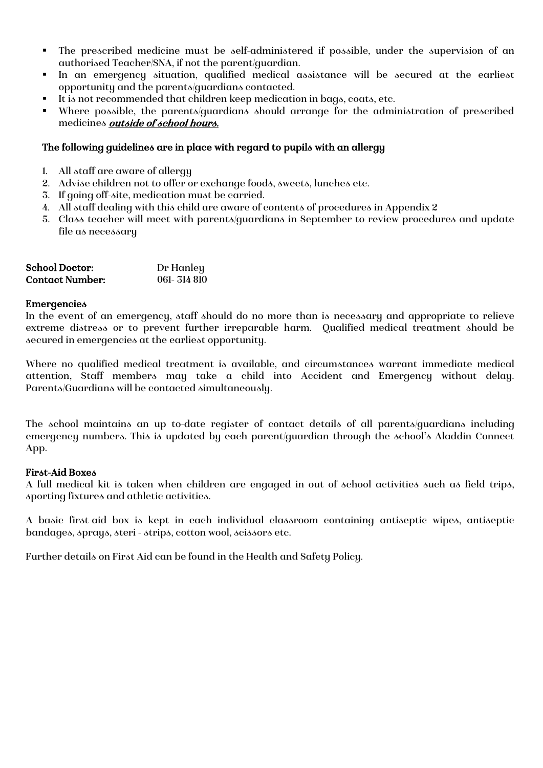- The prescribed medicine must be self-administered if possible, under the supervision of an authorised Teacher/SNA, if not the parent/guardian.
- In an emergency situation, qualified medical assistance will be secured at the earliest opportunity and the parents/guardians contacted.
- It is not recommended that children keep medication in bags, coats, etc.
- Where possible, the parents/guardians should arrange for the administration of prescribed medicines ***outside of school hours.***

**The following guidelines are in place with regard to pupils with an allergy**

1. All staff are aware of allergy
2. Advise children not to offer or exchange foods, sweets, lunches etc.
3. If going off-site, medication must be carried.
4. All staff dealing with this child are aware of contents of procedures in Appendix 2
5. Class teacher will meet with parents/guardians in September to review procedures and update file as necessary

| | |
|---|---|
| **School Doctor:** | Dr Hanley |
| **Contact Number:** | 061- 314 810 |

**Emergencies**

In the event of an emergency, staff should do no more than is necessary and appropriate to relieve extreme distress or to prevent further irreparable harm. Qualified medical treatment should be secured in emergencies at the earliest opportunity.

Where no qualified medical treatment is available, and circumstances warrant immediate medical attention, Staff members may take a child into Accident and Emergency without delay. Parents/Guardians will be contacted simultaneously.

The school maintains an up to-date register of contact details of all parents/guardians including emergency numbers. This is updated by each parent/guardian through the school's Aladdin Connect App.

**First-Aid Boxes**

A full medical kit is taken when children are engaged in out of school activities such as field trips, sporting fixtures and athletic activities.

A basic first-aid box is kept in each individual classroom containing antiseptic wipes, antiseptic bandages, sprays, steri - strips, cotton wool, scissors etc.

Further details on First Aid can be found in the Health and Safety Policy.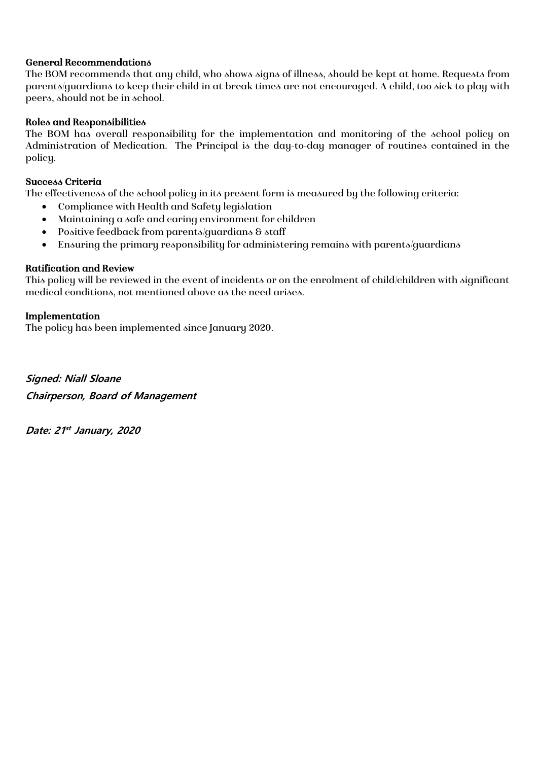### General Recommendations

The BOM recommends that any child, who shows signs of illness, should be kept at home. Requests from parents/guardians to keep their child in at break times are not encouraged. A child, too sick to play with peers, should not be in school.

### Roles and Responsibilities

The BOM has overall responsibility for the implementation and monitoring of the school policy on Administration of Medication. The Principal is the day-to-day manager of routines contained in the policy.

### Success Criteria

The effectiveness of the school policy in its present form is measured by the following criteria:

- Compliance with Health and Safety legislation
- Maintaining a safe and caring environment for children
- Positive feedback from parents/guardians & staff
- Ensuring the primary responsibility for administering remains with parents/guardians

### Ratification and Review

This policy will be reviewed in the event of incidents or on the enrolment of child/children with significant medical conditions, not mentioned above as the need arises.

### Implementation

The policy has been implemented since January 2020.

***Signed: Niall Sloane***

***Chairperson, Board of Management***

***Date: 21st January, 2020***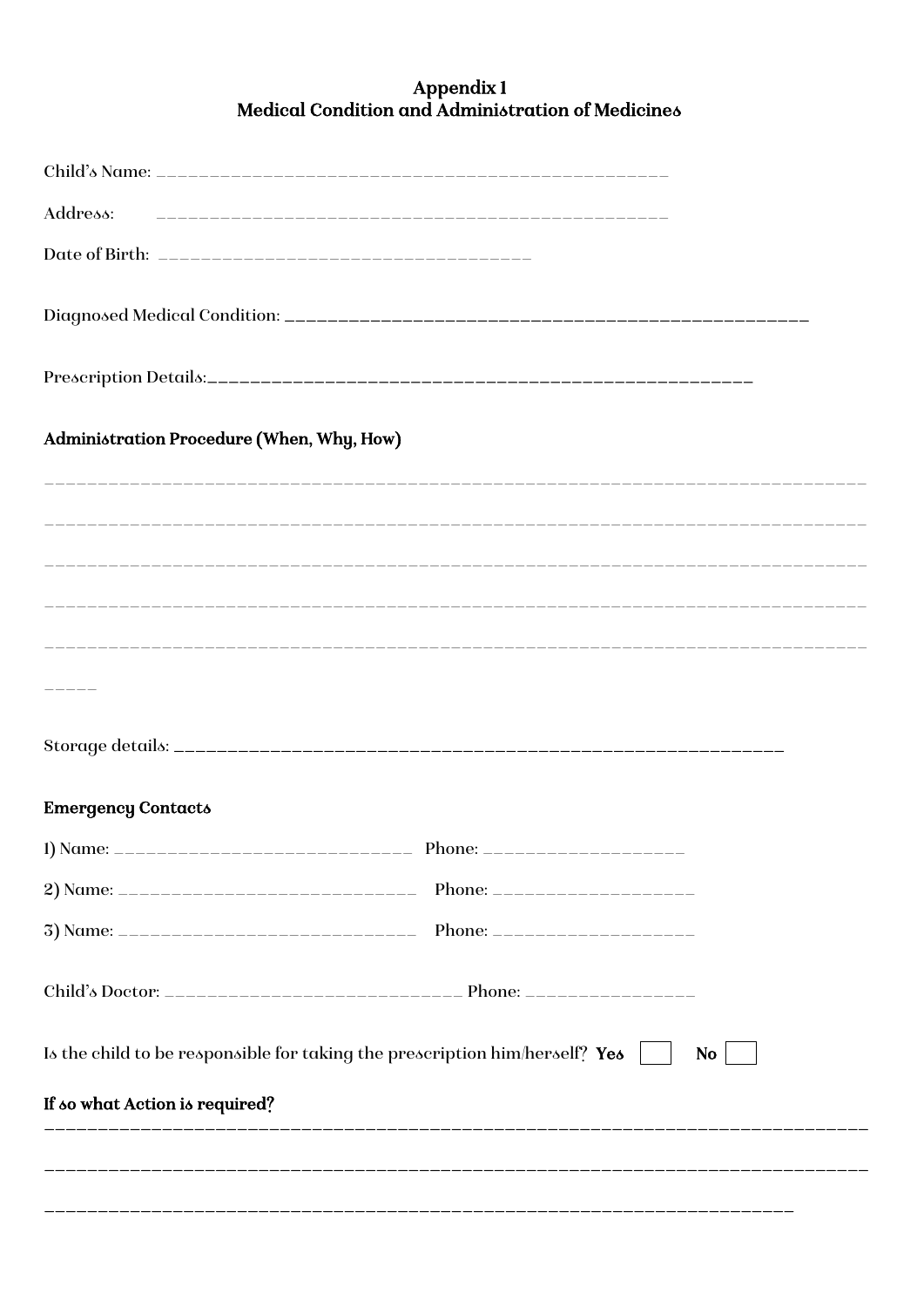## Appendix 1
## Medical Condition and Administration of Medicines

Child's Name: ______________________________________________

Address: ______________________________________________

Date of Birth: ________________________________

Diagnosed Medical Condition: ______________________________________________

Prescription Details: ______________________________________________

**Administration Procedure (When, Why, How)**

______________________________________________________________________________

______________________________________________________________________________

______________________________________________________________________________

______________________________________________________________________________

______________________________________________________________________________

_____

Storage details: ______________________________________________

**Emergency Contacts**

1) Name: ____________________________ Phone: ________________

2) Name: ____________________________ Phone: ________________

3) Name: ____________________________ Phone: ________________

Child's Doctor: ____________________________ Phone: ______________

Is the child to be responsible for taking the prescription him/herself? **Yes** ☐ **No** ☐

**If so what Action is required?**

______________________________________________________________________________

______________________________________________________________________________

______________________________________________________________________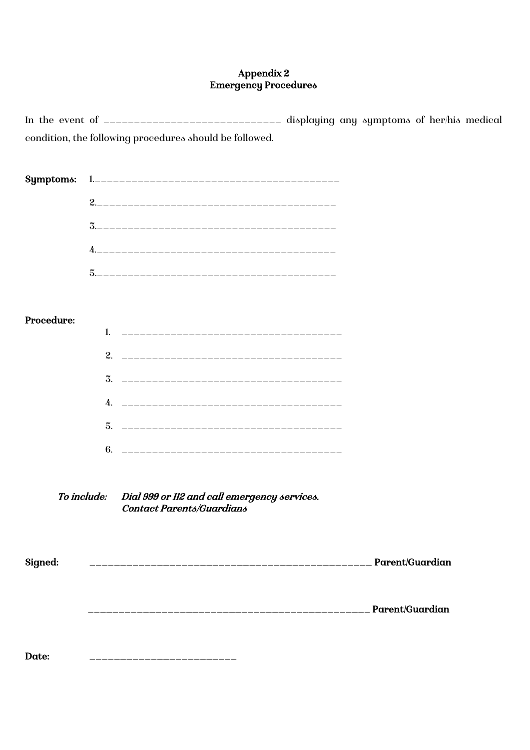**Appendix 2**
**Emergency Procedures**

In the event of ______________________________ displaying any symptoms of her/his medical condition, the following procedures should be followed.

**Symptoms:**

1.________________________________________

2.________________________________________

3.________________________________________

4.________________________________________

5.________________________________________

**Procedure:**

1. ____________________________________

2. ____________________________________

3. ____________________________________

4. ____________________________________

5. ____________________________________

6. ____________________________________

***To include:*** ***Dial 999 or 112 and call emergency services.***
***Contact Parents/Guardians***

**Signed:** ______________________________________________ **Parent/Guardian**

______________________________________________ **Parent/Guardian**

**Date:** _________________________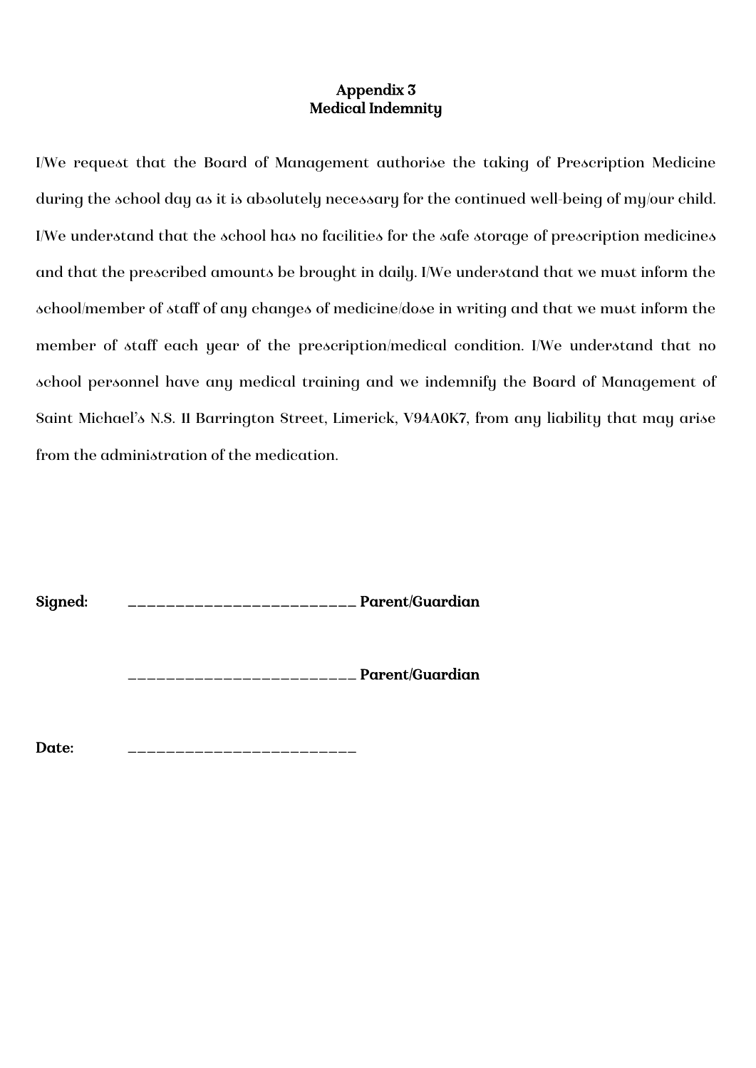**Appendix 3**
**Medical Indemnity**

I/We request that the Board of Management authorise the taking of Prescription Medicine during the school day as it is absolutely necessary for the continued well-being of my/our child. I/We understand that the school has no facilities for the safe storage of prescription medicines and that the prescribed amounts be brought in daily. I/We understand that we must inform the school/member of staff of any changes of medicine/dose in writing and that we must inform the member of staff each year of the prescription/medical condition. I/We understand that no school personnel have any medical training and we indemnify the Board of Management of Saint Michael's N.S. 11 Barrington Street, Limerick, V94A0K7, from any liability that may arise from the administration of the medication.

**Signed:** ________________________ **Parent/Guardian**

________________________ **Parent/Guardian**

**Date:** ________________________